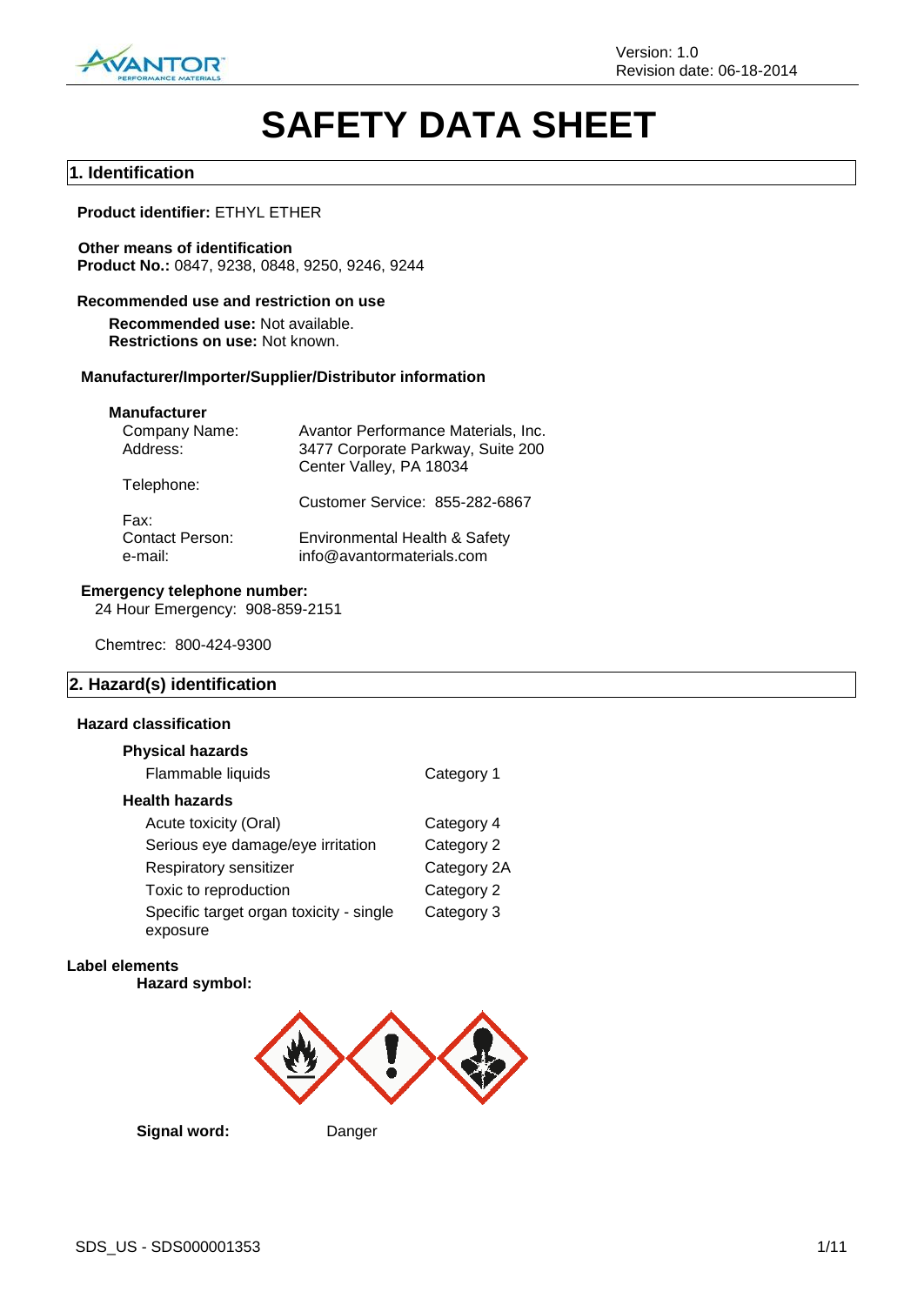Version: 1.0
Revision date: 06-18-2014

# SAFETY DATA SHEET

## 1. Identification

**Product identifier:** ETHYL ETHER

**Other means of identification**
**Product No.:** 0847, 9238, 0848, 9250, 9246, 9244

**Recommended use and restriction on use**

**Recommended use:** Not available.
**Restrictions on use:** Not known.

**Manufacturer/Importer/Supplier/Distributor information**

**Manufacturer**

| | |
|---|---|
| Company Name: | Avantor Performance Materials, Inc. |
| Address: | 3477 Corporate Parkway, Suite 200<br>Center Valley, PA 18034 |
| Telephone: | Customer Service: 855-282-6867 |
| Fax: | |
| Contact Person: | Environmental Health & Safety |
| e-mail: | info@avantormaterials.com |

**Emergency telephone number:**
24 Hour Emergency: 908-859-2151

Chemtrec: 800-424-9300

## 2. Hazard(s) identification

**Hazard classification**

**Physical hazards**

| | |
|---|---|
| Flammable liquids | Category 1 |

**Health hazards**

| | |
|---|---|
| Acute toxicity (Oral) | Category 4 |
| Serious eye damage/eye irritation | Category 2 |
| Respiratory sensitizer | Category 2A |
| Toxic to reproduction | Category 2 |
| Specific target organ toxicity - single exposure | Category 3 |

**Label elements**

**Hazard symbol:**

**Signal word:** Danger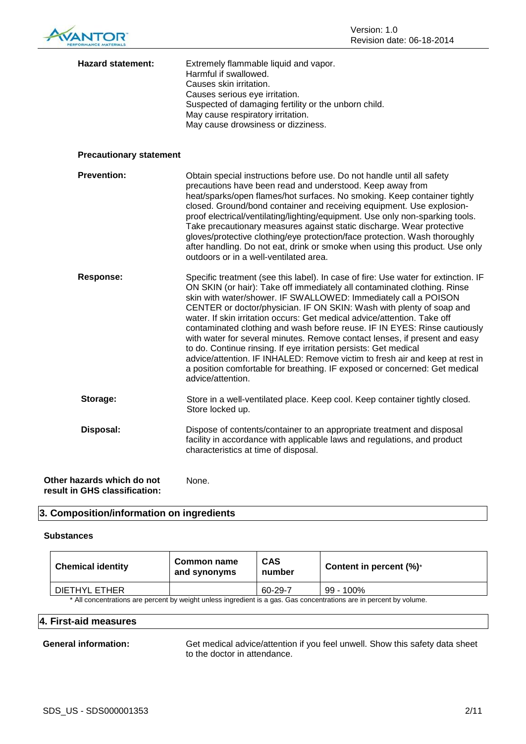**Hazard statement:** Extremely flammable liquid and vapor.
Harmful if swallowed.
Causes skin irritation.
Causes serious eye irritation.
Suspected of damaging fertility or the unborn child.
May cause respiratory irritation.
May cause drowsiness or dizziness.

**Precautionary statement**

**Prevention:** Obtain special instructions before use. Do not handle until all safety precautions have been read and understood. Keep away from heat/sparks/open flames/hot surfaces. No smoking. Keep container tightly closed. Ground/bond container and receiving equipment. Use explosion-proof electrical/ventilating/lighting/equipment. Use only non-sparking tools. Take precautionary measures against static discharge. Wear protective gloves/protective clothing/eye protection/face protection. Wash thoroughly after handling. Do not eat, drink or smoke when using this product. Use only outdoors or in a well-ventilated area.

**Response:** Specific treatment (see this label). In case of fire: Use water for extinction. IF ON SKIN (or hair): Take off immediately all contaminated clothing. Rinse skin with water/shower. IF SWALLOWED: Immediately call a POISON CENTER or doctor/physician. IF ON SKIN: Wash with plenty of soap and water. If skin irritation occurs: Get medical advice/attention. Take off contaminated clothing and wash before reuse. IF IN EYES: Rinse cautiously with water for several minutes. Remove contact lenses, if present and easy to do. Continue rinsing. If eye irritation persists: Get medical advice/attention. IF INHALED: Remove victim to fresh air and keep at rest in a position comfortable for breathing. IF exposed or concerned: Get medical advice/attention.

**Storage:** Store in a well-ventilated place. Keep cool. Keep container tightly closed. Store locked up.

**Disposal:** Dispose of contents/container to an appropriate treatment and disposal facility in accordance with applicable laws and regulations, and product characteristics at time of disposal.

**Other hazards which do not result in GHS classification:** None.

## 3. Composition/information on ingredients

**Substances**

| Chemical identity | Common name and synonyms | CAS number | Content in percent (%)* |
|---|---|---|---|
| DIETHYL ETHER | | 60-29-7 | 99 - 100% |

* All concentrations are percent by weight unless ingredient is a gas. Gas concentrations are in percent by volume.

## 4. First-aid measures

**General information:** Get medical advice/attention if you feel unwell. Show this safety data sheet to the doctor in attendance.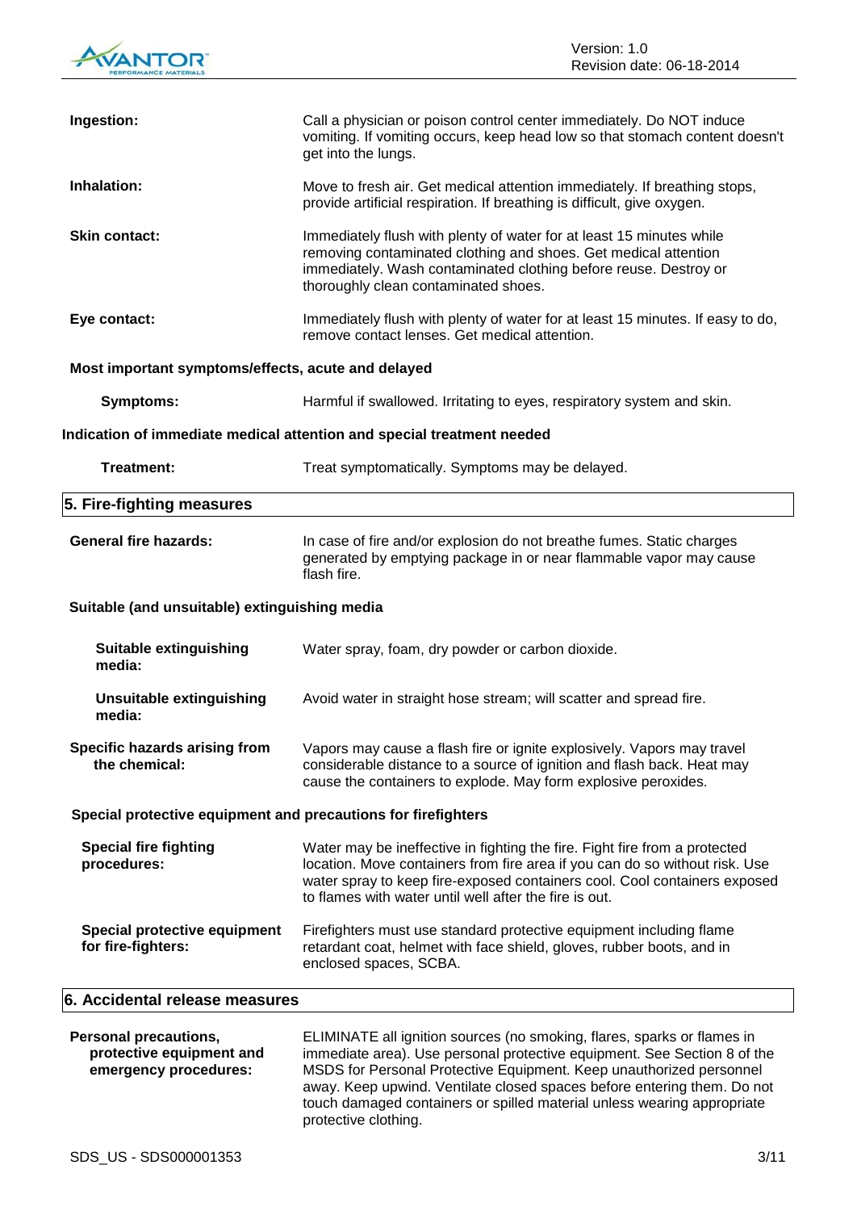**Ingestion:** Call a physician or poison control center immediately. Do NOT induce vomiting. If vomiting occurs, keep head low so that stomach content doesn't get into the lungs.

**Inhalation:** Move to fresh air. Get medical attention immediately. If breathing stops, provide artificial respiration. If breathing is difficult, give oxygen.

**Skin contact:** Immediately flush with plenty of water for at least 15 minutes while removing contaminated clothing and shoes. Get medical attention immediately. Wash contaminated clothing before reuse. Destroy or thoroughly clean contaminated shoes.

**Eye contact:** Immediately flush with plenty of water for at least 15 minutes. If easy to do, remove contact lenses. Get medical attention.

**Most important symptoms/effects, acute and delayed**

**Symptoms:** Harmful if swallowed. Irritating to eyes, respiratory system and skin.

**Indication of immediate medical attention and special treatment needed**

**Treatment:** Treat symptomatically. Symptoms may be delayed.

## 5. Fire-fighting measures

**General fire hazards:** In case of fire and/or explosion do not breathe fumes. Static charges generated by emptying package in or near flammable vapor may cause flash fire.

**Suitable (and unsuitable) extinguishing media**

**Suitable extinguishing media:** Water spray, foam, dry powder or carbon dioxide.

**Unsuitable extinguishing media:** Avoid water in straight hose stream; will scatter and spread fire.

**Specific hazards arising from the chemical:** Vapors may cause a flash fire or ignite explosively. Vapors may travel considerable distance to a source of ignition and flash back. Heat may cause the containers to explode. May form explosive peroxides.

**Special protective equipment and precautions for firefighters**

**Special fire fighting procedures:** Water may be ineffective in fighting the fire. Fight fire from a protected location. Move containers from fire area if you can do so without risk. Use water spray to keep fire-exposed containers cool. Cool containers exposed to flames with water until well after the fire is out.

**Special protective equipment for fire-fighters:** Firefighters must use standard protective equipment including flame retardant coat, helmet with face shield, gloves, rubber boots, and in enclosed spaces, SCBA.

## 6. Accidental release measures

**Personal precautions, protective equipment and emergency procedures:** ELIMINATE all ignition sources (no smoking, flares, sparks or flames in immediate area). Use personal protective equipment. See Section 8 of the MSDS for Personal Protective Equipment. Keep unauthorized personnel away. Keep upwind. Ventilate closed spaces before entering them. Do not touch damaged containers or spilled material unless wearing appropriate protective clothing.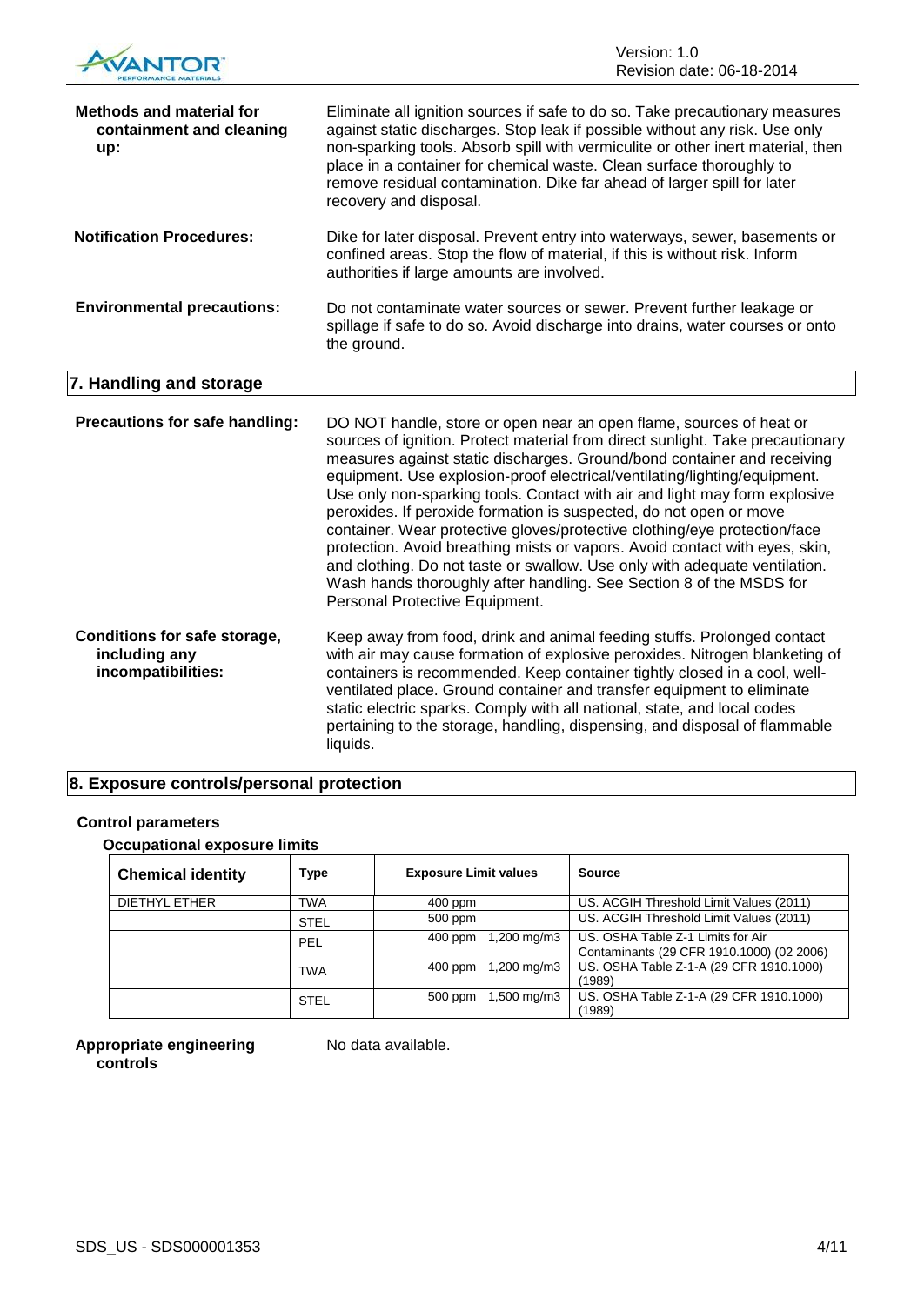**Methods and material for containment and cleaning up:** Eliminate all ignition sources if safe to do so. Take precautionary measures against static discharges. Stop leak if possible without any risk. Use only non-sparking tools. Absorb spill with vermiculite or other inert material, then place in a container for chemical waste. Clean surface thoroughly to remove residual contamination. Dike far ahead of larger spill for later recovery and disposal.

**Notification Procedures:** Dike for later disposal. Prevent entry into waterways, sewer, basements or confined areas. Stop the flow of material, if this is without risk. Inform authorities if large amounts are involved.

**Environmental precautions:** Do not contaminate water sources or sewer. Prevent further leakage or spillage if safe to do so. Avoid discharge into drains, water courses or onto the ground.

## 7. Handling and storage

**Precautions for safe handling:** DO NOT handle, store or open near an open flame, sources of heat or sources of ignition. Protect material from direct sunlight. Take precautionary measures against static discharges. Ground/bond container and receiving equipment. Use explosion-proof electrical/ventilating/lighting/equipment. Use only non-sparking tools. Contact with air and light may form explosive peroxides. If peroxide formation is suspected, do not open or move container. Wear protective gloves/protective clothing/eye protection/face protection. Avoid breathing mists or vapors. Avoid contact with eyes, skin, and clothing. Do not taste or swallow. Use only with adequate ventilation. Wash hands thoroughly after handling. See Section 8 of the MSDS for Personal Protective Equipment.

**Conditions for safe storage, including any incompatibilities:** Keep away from food, drink and animal feeding stuffs. Prolonged contact with air may cause formation of explosive peroxides. Nitrogen blanketing of containers is recommended. Keep container tightly closed in a cool, well-ventilated place. Ground container and transfer equipment to eliminate static electric sparks. Comply with all national, state, and local codes pertaining to the storage, handling, dispensing, and disposal of flammable liquids.

## 8. Exposure controls/personal protection

### Control parameters

#### Occupational exposure limits

| Chemical identity | Type | Exposure Limit values | Source |
|---|---|---|---|
| DIETHYL ETHER | TWA | 400 ppm | US. ACGIH Threshold Limit Values (2011) |
| | STEL | 500 ppm | US. ACGIH Threshold Limit Values (2011) |
| | PEL | 400 ppm 1,200 mg/m3 | US. OSHA Table Z-1 Limits for Air Contaminants (29 CFR 1910.1000) (02 2006) |
| | TWA | 400 ppm 1,200 mg/m3 | US. OSHA Table Z-1-A (29 CFR 1910.1000) (1989) |
| | STEL | 500 ppm 1,500 mg/m3 | US. OSHA Table Z-1-A (29 CFR 1910.1000) (1989) |

**Appropriate engineering controls** No data available.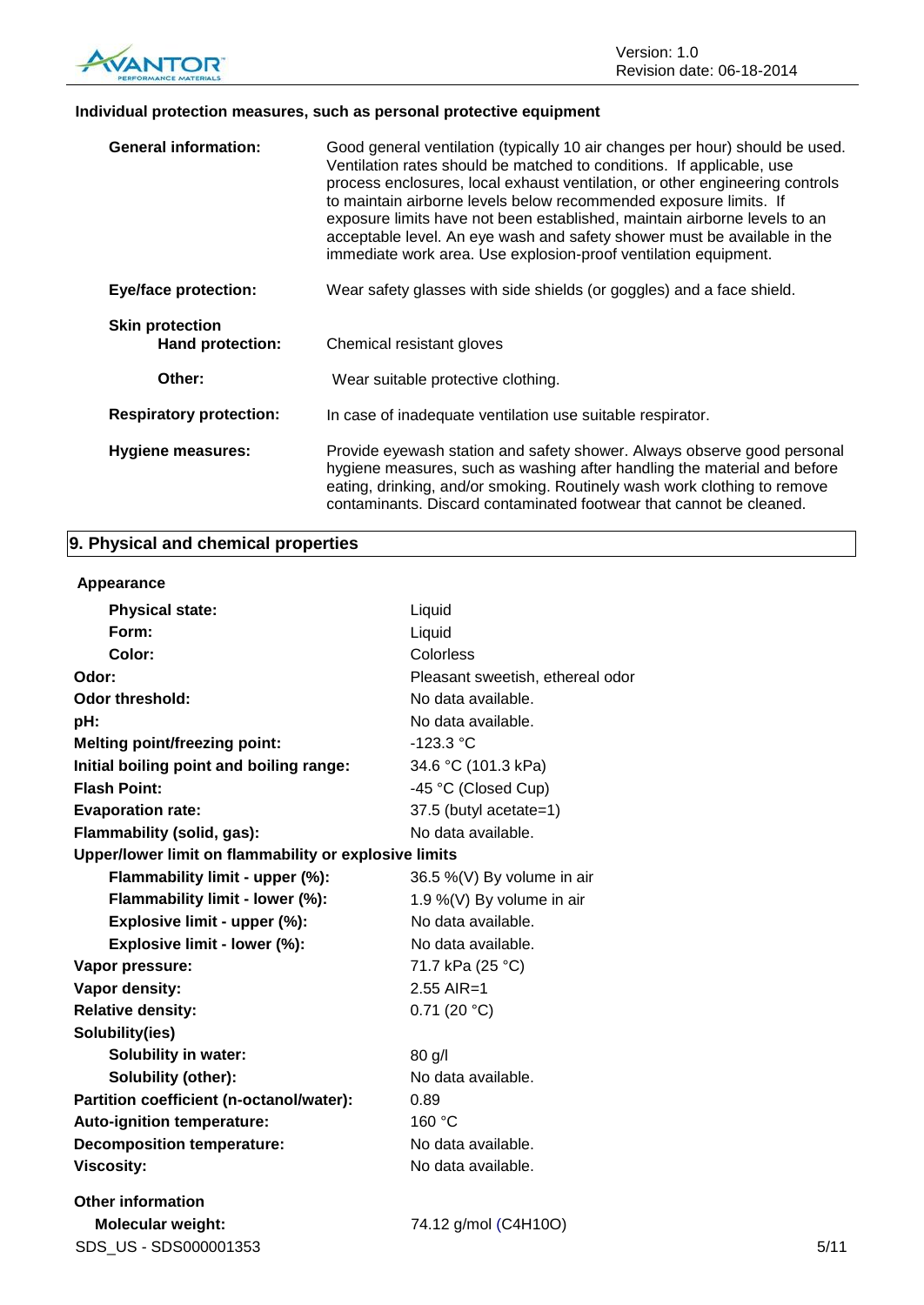### Individual protection measures, such as personal protective equipment

| | |
|---|---|
| **General information:** | Good general ventilation (typically 10 air changes per hour) should be used. Ventilation rates should be matched to conditions. If applicable, use process enclosures, local exhaust ventilation, or other engineering controls to maintain airborne levels below recommended exposure limits. If exposure limits have not been established, maintain airborne levels to an acceptable level. An eye wash and safety shower must be available in the immediate work area. Use explosion-proof ventilation equipment. |
| **Eye/face protection:** | Wear safety glasses with side shields (or goggles) and a face shield. |
| **Skin protection** | |
| **Hand protection:** | Chemical resistant gloves |
| **Other:** | Wear suitable protective clothing. |
| **Respiratory protection:** | In case of inadequate ventilation use suitable respirator. |
| **Hygiene measures:** | Provide eyewash station and safety shower. Always observe good personal hygiene measures, such as washing after handling the material and before eating, drinking, and/or smoking. Routinely wash work clothing to remove contaminants. Discard contaminated footwear that cannot be cleaned. |

## 9. Physical and chemical properties

| | |
|---|---|
| **Appearance** | |
| **Physical state:** | Liquid |
| **Form:** | Liquid |
| **Color:** | Colorless |
| **Odor:** | Pleasant sweetish, ethereal odor |
| **Odor threshold:** | No data available. |
| **pH:** | No data available. |
| **Melting point/freezing point:** | -123.3 °C |
| **Initial boiling point and boiling range:** | 34.6 °C (101.3 kPa) |
| **Flash Point:** | -45 °C (Closed Cup) |
| **Evaporation rate:** | 37.5 (butyl acetate=1) |
| **Flammability (solid, gas):** | No data available. |
| **Upper/lower limit on flammability or explosive limits** | |
| **Flammability limit - upper (%):** | 36.5 %(V) By volume in air |
| **Flammability limit - lower (%):** | 1.9 %(V) By volume in air |
| **Explosive limit - upper (%):** | No data available. |
| **Explosive limit - lower (%):** | No data available. |
| **Vapor pressure:** | 71.7 kPa (25 °C) |
| **Vapor density:** | 2.55 AIR=1 |
| **Relative density:** | 0.71 (20 °C) |
| **Solubility(ies)** | |
| **Solubility in water:** | 80 g/l |
| **Solubility (other):** | No data available. |
| **Partition coefficient (n-octanol/water):** | 0.89 |
| **Auto-ignition temperature:** | 160 °C |
| **Decomposition temperature:** | No data available. |
| **Viscosity:** | No data available. |
| **Other information** | |
| **Molecular weight:** | 74.12 g/mol ($C_4H_{10}O$) |

SDS_US - SDS000001353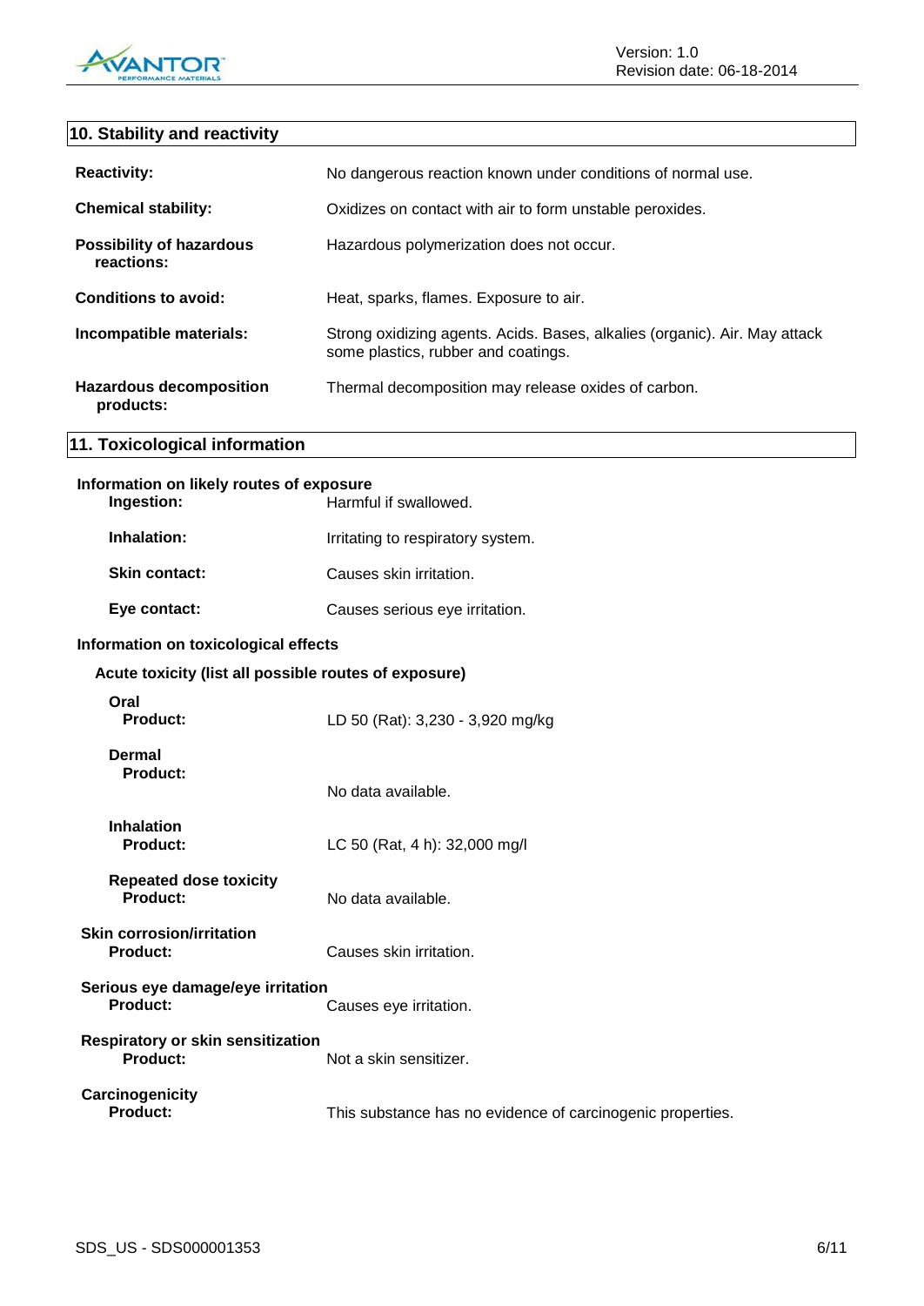## 10. Stability and reactivity

| | |
|---|---|
| **Reactivity:** | No dangerous reaction known under conditions of normal use. |
| **Chemical stability:** | Oxidizes on contact with air to form unstable peroxides. |
| **Possibility of hazardous reactions:** | Hazardous polymerization does not occur. |
| **Conditions to avoid:** | Heat, sparks, flames. Exposure to air. |
| **Incompatible materials:** | Strong oxidizing agents. Acids. Bases, alkalies (organic). Air. May attack some plastics, rubber and coatings. |
| **Hazardous decomposition products:** | Thermal decomposition may release oxides of carbon. |

## 11. Toxicological information

**Information on likely routes of exposure**

| | |
|---|---|
| **Ingestion:** | Harmful if swallowed. |
| **Inhalation:** | Irritating to respiratory system. |
| **Skin contact:** | Causes skin irritation. |
| **Eye contact:** | Causes serious eye irritation. |

**Information on toxicological effects**

**Acute toxicity (list all possible routes of exposure)**

**Oral**

| | |
|---|---|
| **Product:** | LD 50 (Rat): 3,230 - 3,920 mg/kg |

**Dermal**

| | |
|---|---|
| **Product:** | No data available. |

**Inhalation**

| | |
|---|---|
| **Product:** | LC 50 (Rat, 4 h): 32,000 mg/l |

**Repeated dose toxicity**

| | |
|---|---|
| **Product:** | No data available. |

**Skin corrosion/irritation**

| | |
|---|---|
| **Product:** | Causes skin irritation. |

**Serious eye damage/eye irritation**

| | |
|---|---|
| **Product:** | Causes eye irritation. |

**Respiratory or skin sensitization**

| | |
|---|---|
| **Product:** | Not a skin sensitizer. |

**Carcinogenicity**

| | |
|---|---|
| **Product:** | This substance has no evidence of carcinogenic properties. |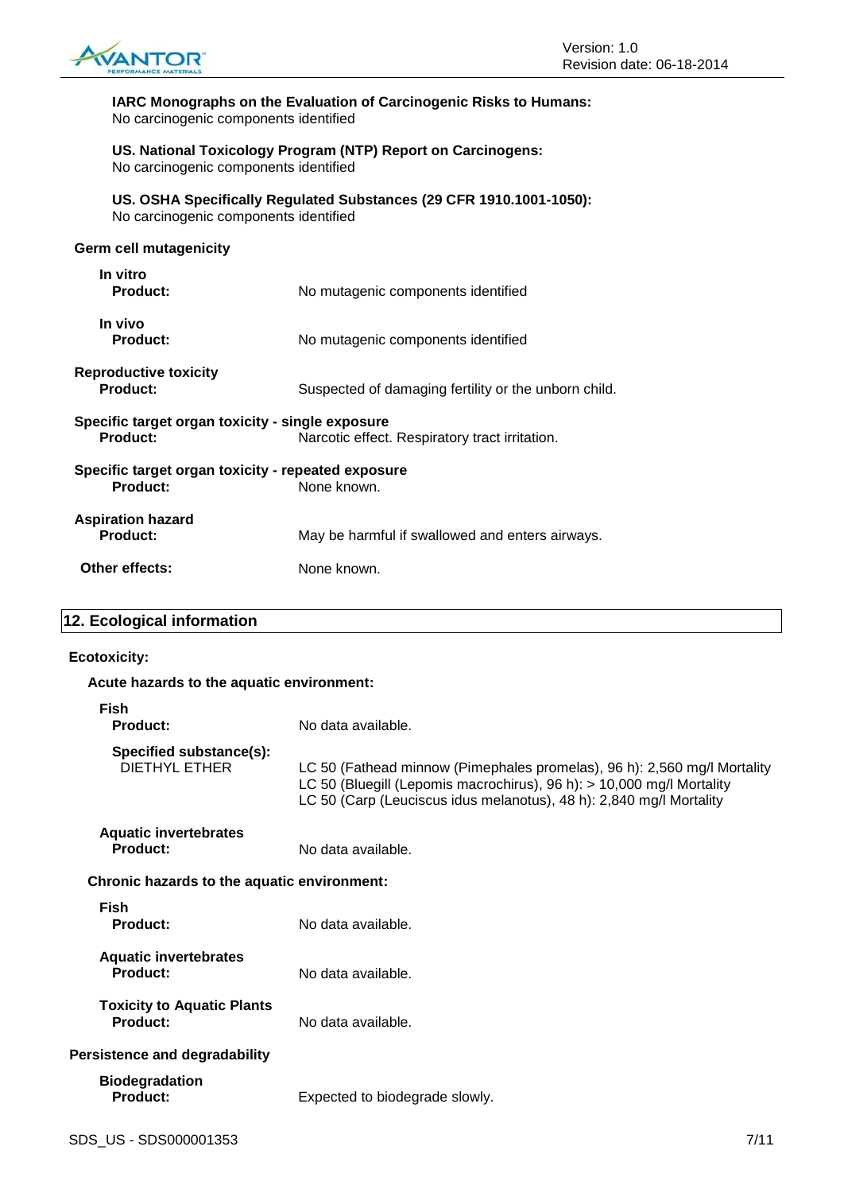**IARC Monographs on the Evaluation of Carcinogenic Risks to Humans:**
No carcinogenic components identified

**US. National Toxicology Program (NTP) Report on Carcinogens:**
No carcinogenic components identified

**US. OSHA Specifically Regulated Substances (29 CFR 1910.1001-1050):**
No carcinogenic components identified

**Germ cell mutagenicity**

**In vitro**

**Product:** No mutagenic components identified

**In vivo**

**Product:** No mutagenic components identified

**Reproductive toxicity**

**Product:** Suspected of damaging fertility or the unborn child.

**Specific target organ toxicity - single exposure**

**Product:** Narcotic effect. Respiratory tract irritation.

**Specific target organ toxicity - repeated exposure**

**Product:** None known.

**Aspiration hazard**

**Product:** May be harmful if swallowed and enters airways.

**Other effects:** None known.

## 12. Ecological information

**Ecotoxicity:**

**Acute hazards to the aquatic environment:**

**Fish**

**Product:** No data available.

**Specified substance(s):**
DIETHYL ETHER

LC 50 (Fathead minnow (Pimephales promelas), 96 h): 2,560 mg/l Mortality
LC 50 (Bluegill (Lepomis macrochirus), 96 h): > 10,000 mg/l Mortality
LC 50 (Carp (Leuciscus idus melanotus), 48 h): 2,840 mg/l Mortality

**Aquatic invertebrates**

**Product:** No data available.

**Chronic hazards to the aquatic environment:**

**Fish**

**Product:** No data available.

**Aquatic invertebrates**

**Product:** No data available.

**Toxicity to Aquatic Plants**

**Product:** No data available.

**Persistence and degradability**

**Biodegradation**

**Product:** Expected to biodegrade slowly.

SDS_US - SDS000001353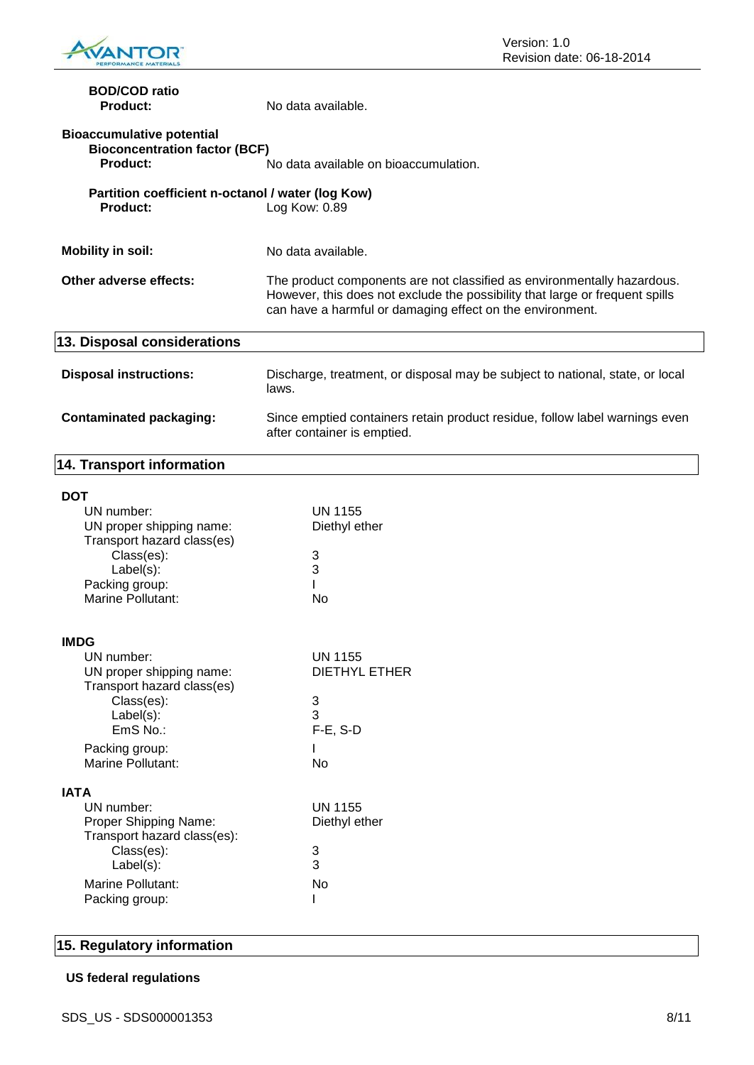**BOD/COD ratio**

**Product:** No data available.

**Bioaccumulative potential**

**Bioconcentration factor (BCF)**

**Product:** No data available on bioaccumulation.

**Partition coefficient n-octanol / water (log Kow)**

**Product:** Log Kow: 0.89

**Mobility in soil:** No data available.

**Other adverse effects:** The product components are not classified as environmentally hazardous. However, this does not exclude the possibility that large or frequent spills can have a harmful or damaging effect on the environment.

## 13. Disposal considerations

**Disposal instructions:** Discharge, treatment, or disposal may be subject to national, state, or local laws.

**Contaminated packaging:** Since emptied containers retain product residue, follow label warnings even after container is emptied.

## 14. Transport information

**DOT**

| | |
|---|---|
| UN number: | UN 1155 |
| UN proper shipping name: | Diethyl ether |
| Transport hazard class(es) | |
| Class(es): | 3 |
| Label(s): | 3 |
| Packing group: | I |
| Marine Pollutant: | No |

**IMDG**

| | |
|---|---|
| UN number: | UN 1155 |
| UN proper shipping name: | DIETHYL ETHER |
| Transport hazard class(es) | |
| Class(es): | 3 |
| Label(s): | 3 |
| EmS No.: | F-E, S-D |
| Packing group: | I |
| Marine Pollutant: | No |

**IATA**

| | |
|---|---|
| UN number: | UN 1155 |
| Proper Shipping Name: | Diethyl ether |
| Transport hazard class(es): | |
| Class(es): | 3 |
| Label(s): | 3 |
| Marine Pollutant: | No |
| Packing group: | I |

## 15. Regulatory information

**US federal regulations**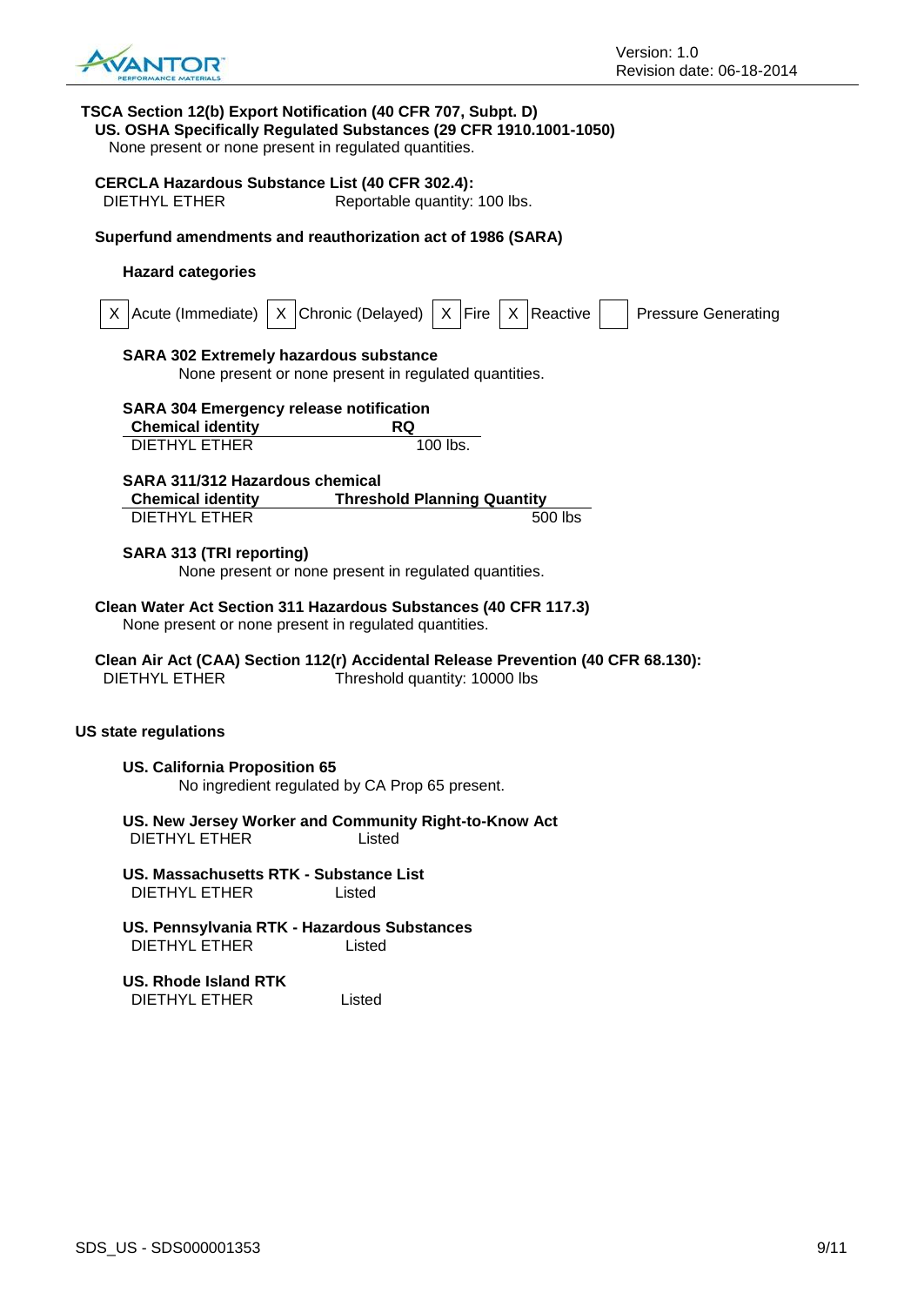**TSCA Section 12(b) Export Notification (40 CFR 707, Subpt. D)**

**US. OSHA Specifically Regulated Substances (29 CFR 1910.1001-1050)**

None present or none present in regulated quantities.

**CERCLA Hazardous Substance List (40 CFR 302.4):**

DIETHYL ETHER Reportable quantity: 100 lbs.

**Superfund amendments and reauthorization act of 1986 (SARA)**

**Hazard categories**

| X | Acute (Immediate) | X | Chronic (Delayed) | X | Fire | X | Reactive | | Pressure Generating |
|---|---|---|---|---|---|---|---|---|---|

**SARA 302 Extremely hazardous substance**

None present or none present in regulated quantities.

**SARA 304 Emergency release notification**

| Chemical identity | RQ |
|---|---|
| DIETHYL ETHER | 100 lbs. |

**SARA 311/312 Hazardous chemical**

| Chemical identity | Threshold Planning Quantity |
|---|---|
| DIETHYL ETHER | 500 lbs |

**SARA 313 (TRI reporting)**

None present or none present in regulated quantities.

**Clean Water Act Section 311 Hazardous Substances (40 CFR 117.3)**

None present or none present in regulated quantities.

**Clean Air Act (CAA) Section 112(r) Accidental Release Prevention (40 CFR 68.130):**

DIETHYL ETHER Threshold quantity: 10000 lbs

**US state regulations**

**US. California Proposition 65**

No ingredient regulated by CA Prop 65 present.

**US. New Jersey Worker and Community Right-to-Know Act**

DIETHYL ETHER Listed

**US. Massachusetts RTK - Substance List**

DIETHYL ETHER Listed

**US. Pennsylvania RTK - Hazardous Substances**

DIETHYL ETHER Listed

**US. Rhode Island RTK**

DIETHYL ETHER Listed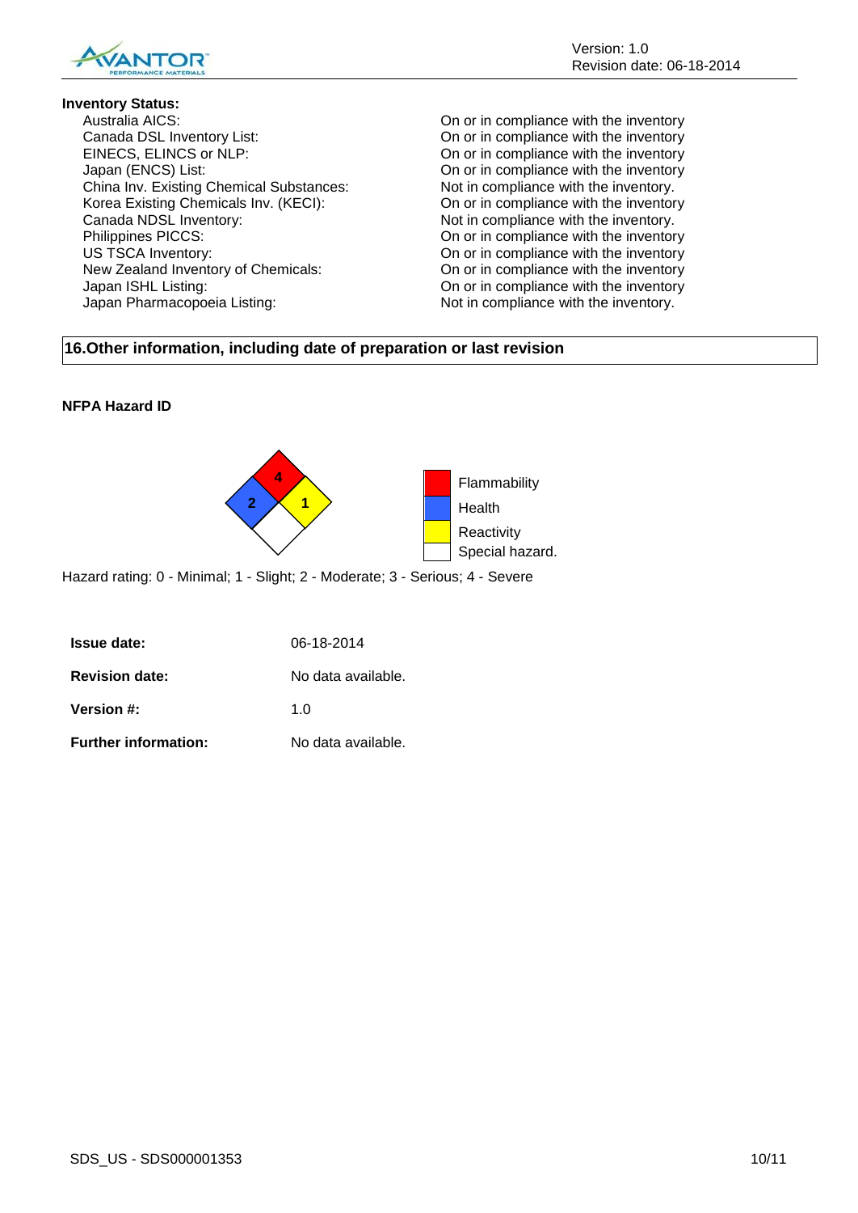**Inventory Status:**

| | |
|---|---|
| Australia AICS: | On or in compliance with the inventory |
| Canada DSL Inventory List: | On or in compliance with the inventory |
| EINECS, ELINCS or NLP: | On or in compliance with the inventory |
| Japan (ENCS) List: | On or in compliance with the inventory |
| China Inv. Existing Chemical Substances: | Not in compliance with the inventory. |
| Korea Existing Chemicals Inv. (KECI): | On or in compliance with the inventory |
| Canada NDSL Inventory: | Not in compliance with the inventory. |
| Philippines PICCS: | On or in compliance with the inventory |
| US TSCA Inventory: | On or in compliance with the inventory |
| New Zealand Inventory of Chemicals: | On or in compliance with the inventory |
| Japan ISHL Listing: | On or in compliance with the inventory |
| Japan Pharmacopoeia Listing: | Not in compliance with the inventory. |

## 16.Other information, including date of preparation or last revision

**NFPA Hazard ID**

| Category | Rating |
|---|---|
| Flammability | 4 |
| Health | 2 |
| Reactivity | 1 |
| Special hazard. | |

Hazard rating: 0 - Minimal; 1 - Slight; 2 - Moderate; 3 - Serious; 4 - Severe

| | |
|---|---|
| **Issue date:** | 06-18-2014 |
| **Revision date:** | No data available. |
| **Version #:** | 1.0 |
| **Further information:** | No data available. |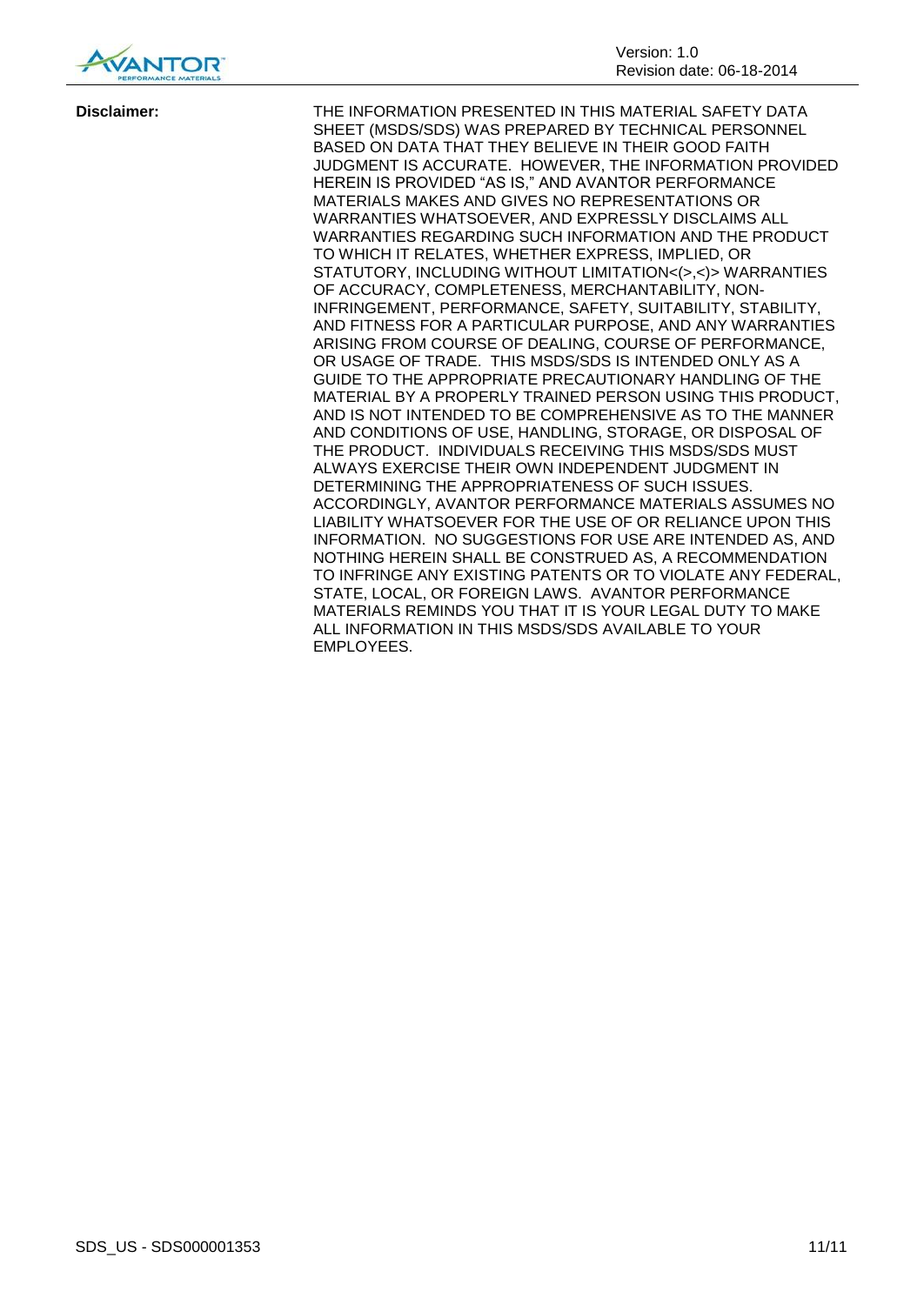**Disclaimer:**

THE INFORMATION PRESENTED IN THIS MATERIAL SAFETY DATA SHEET (MSDS/SDS) WAS PREPARED BY TECHNICAL PERSONNEL BASED ON DATA THAT THEY BELIEVE IN THEIR GOOD FAITH JUDGMENT IS ACCURATE. HOWEVER, THE INFORMATION PROVIDED HEREIN IS PROVIDED "AS IS," AND AVANTOR PERFORMANCE MATERIALS MAKES AND GIVES NO REPRESENTATIONS OR WARRANTIES WHATSOEVER, AND EXPRESSLY DISCLAIMS ALL WARRANTIES REGARDING SUCH INFORMATION AND THE PRODUCT TO WHICH IT RELATES, WHETHER EXPRESS, IMPLIED, OR STATUTORY, INCLUDING WITHOUT LIMITATION<(>,<)> WARRANTIES OF ACCURACY, COMPLETENESS, MERCHANTABILITY, NON-INFRINGEMENT, PERFORMANCE, SAFETY, SUITABILITY, STABILITY, AND FITNESS FOR A PARTICULAR PURPOSE, AND ANY WARRANTIES ARISING FROM COURSE OF DEALING, COURSE OF PERFORMANCE, OR USAGE OF TRADE. THIS MSDS/SDS IS INTENDED ONLY AS A GUIDE TO THE APPROPRIATE PRECAUTIONARY HANDLING OF THE MATERIAL BY A PROPERLY TRAINED PERSON USING THIS PRODUCT, AND IS NOT INTENDED TO BE COMPREHENSIVE AS TO THE MANNER AND CONDITIONS OF USE, HANDLING, STORAGE, OR DISPOSAL OF THE PRODUCT. INDIVIDUALS RECEIVING THIS MSDS/SDS MUST ALWAYS EXERCISE THEIR OWN INDEPENDENT JUDGMENT IN DETERMINING THE APPROPRIATENESS OF SUCH ISSUES. ACCORDINGLY, AVANTOR PERFORMANCE MATERIALS ASSUMES NO LIABILITY WHATSOEVER FOR THE USE OF OR RELIANCE UPON THIS INFORMATION. NO SUGGESTIONS FOR USE ARE INTENDED AS, AND NOTHING HEREIN SHALL BE CONSTRUED AS, A RECOMMENDATION TO INFRINGE ANY EXISTING PATENTS OR TO VIOLATE ANY FEDERAL, STATE, LOCAL, OR FOREIGN LAWS. AVANTOR PERFORMANCE MATERIALS REMINDS YOU THAT IT IS YOUR LEGAL DUTY TO MAKE ALL INFORMATION IN THIS MSDS/SDS AVAILABLE TO YOUR EMPLOYEES.